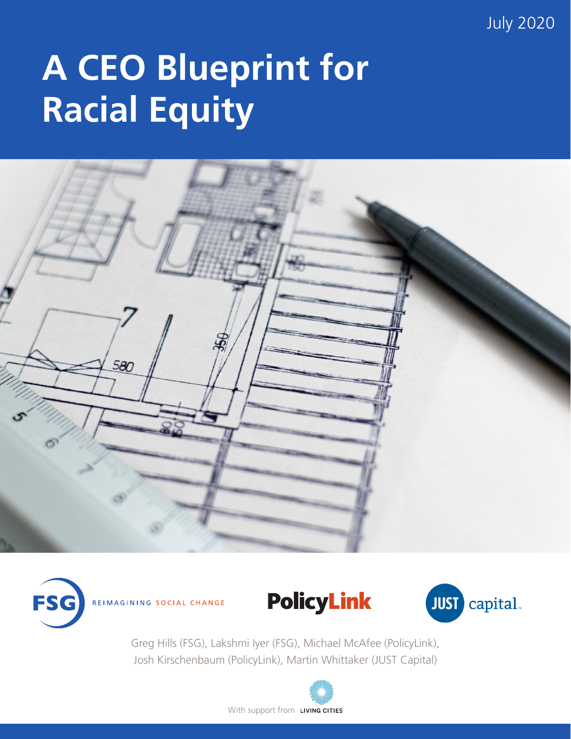July 2020

# A CEO Blueprint for Racial Equity

FSG REIMAGINING SOCIAL CHANGE

PolicyLink

JUST capital

Greg Hills (FSG), Lakshmi Iyer (FSG), Michael McAfee (PolicyLink), Josh Kirschenbaum (PolicyLink), Martin Whittaker (JUST Capital)

With support from LIVING CITIES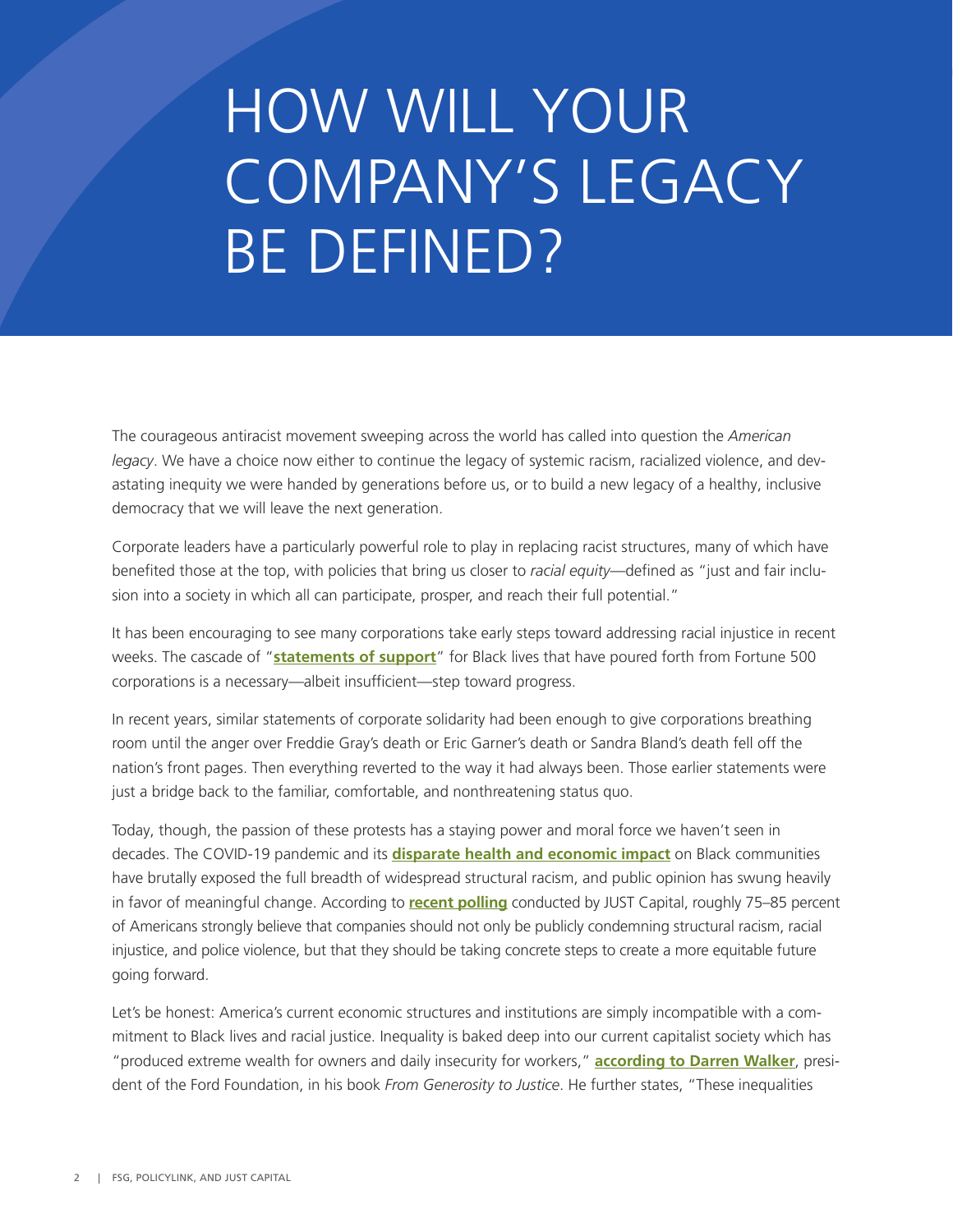# HOW WILL YOUR COMPANY'S LEGACY BE DEFINED?

The courageous antiracist movement sweeping across the world has called into question the *American legacy*. We have a choice now either to continue the legacy of systemic racism, racialized violence, and devastating inequity we were handed by generations before us, or to build a new legacy of a healthy, inclusive democracy that we will leave the next generation.

Corporate leaders have a particularly powerful role to play in replacing racist structures, many of which have benefited those at the top, with policies that bring us closer to *racial equity*—defined as "just and fair inclusion into a society in which all can participate, prosper, and reach their full potential."

It has been encouraging to see many corporations take early steps toward addressing racial injustice in recent weeks. The cascade of "**statements of support**" for Black lives that have poured forth from Fortune 500 corporations is a necessary—albeit insufficient—step toward progress.

In recent years, similar statements of corporate solidarity had been enough to give corporations breathing room until the anger over Freddie Gray's death or Eric Garner's death or Sandra Bland's death fell off the nation's front pages. Then everything reverted to the way it had always been. Those earlier statements were just a bridge back to the familiar, comfortable, and nonthreatening status quo.

Today, though, the passion of these protests has a staying power and moral force we haven't seen in decades. The COVID-19 pandemic and its **disparate health and economic impact** on Black communities have brutally exposed the full breadth of widespread structural racism, and public opinion has swung heavily in favor of meaningful change. According to **recent polling** conducted by JUST Capital, roughly 75–85 percent of Americans strongly believe that companies should not only be publicly condemning structural racism, racial injustice, and police violence, but that they should be taking concrete steps to create a more equitable future going forward.

Let's be honest: America's current economic structures and institutions are simply incompatible with a commitment to Black lives and racial justice. Inequality is baked deep into our current capitalist society which has "produced extreme wealth for owners and daily insecurity for workers," **according to Darren Walker**, president of the Ford Foundation, in his book *From Generosity to Justice*. He further states, "These inequalities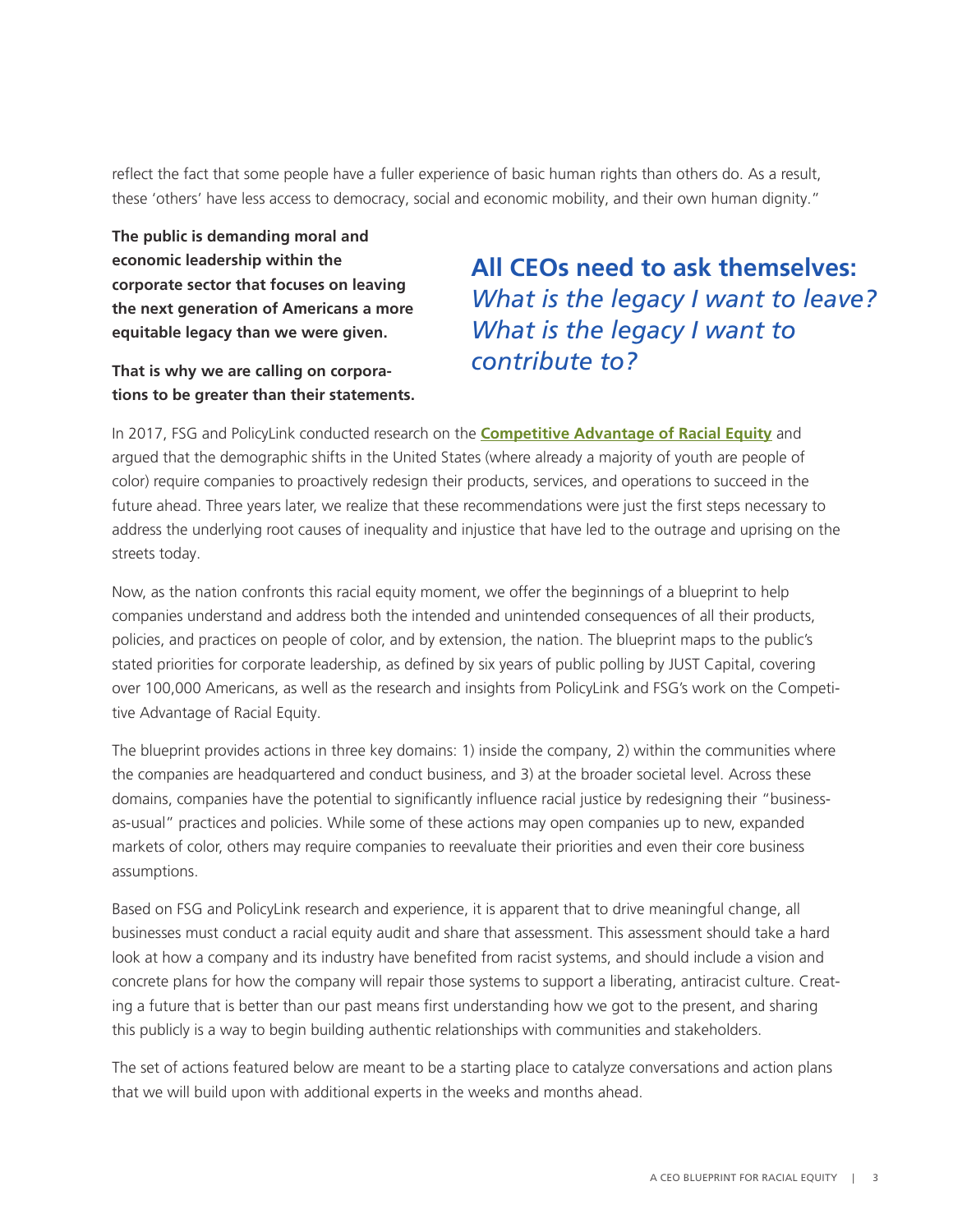reflect the fact that some people have a fuller experience of basic human rights than others do. As a result, these 'others' have less access to democracy, social and economic mobility, and their own human dignity."

**The public is demanding moral and economic leadership within the corporate sector that focuses on leaving the next generation of Americans a more equitable legacy than we were given.**

**That is why we are calling on corporations to be greater than their statements.**

**All CEOs need to ask themselves:** *What is the legacy I want to leave? What is the legacy I want to contribute to?*

In 2017, FSG and PolicyLink conducted research on the **Competitive Advantage of Racial Equity** and argued that the demographic shifts in the United States (where already a majority of youth are people of color) require companies to proactively redesign their products, services, and operations to succeed in the future ahead. Three years later, we realize that these recommendations were just the first steps necessary to address the underlying root causes of inequality and injustice that have led to the outrage and uprising on the streets today.

Now, as the nation confronts this racial equity moment, we offer the beginnings of a blueprint to help companies understand and address both the intended and unintended consequences of all their products, policies, and practices on people of color, and by extension, the nation. The blueprint maps to the public's stated priorities for corporate leadership, as defined by six years of public polling by JUST Capital, covering over 100,000 Americans, as well as the research and insights from PolicyLink and FSG's work on the Competitive Advantage of Racial Equity.

The blueprint provides actions in three key domains: 1) inside the company, 2) within the communities where the companies are headquartered and conduct business, and 3) at the broader societal level. Across these domains, companies have the potential to significantly influence racial justice by redesigning their "business-as-usual" practices and policies. While some of these actions may open companies up to new, expanded markets of color, others may require companies to reevaluate their priorities and even their core business assumptions.

Based on FSG and PolicyLink research and experience, it is apparent that to drive meaningful change, all businesses must conduct a racial equity audit and share that assessment. This assessment should take a hard look at how a company and its industry have benefited from racist systems, and should include a vision and concrete plans for how the company will repair those systems to support a liberating, antiracist culture. Creating a future that is better than our past means first understanding how we got to the present, and sharing this publicly is a way to begin building authentic relationships with communities and stakeholders.

The set of actions featured below are meant to be a starting place to catalyze conversations and action plans that we will build upon with additional experts in the weeks and months ahead.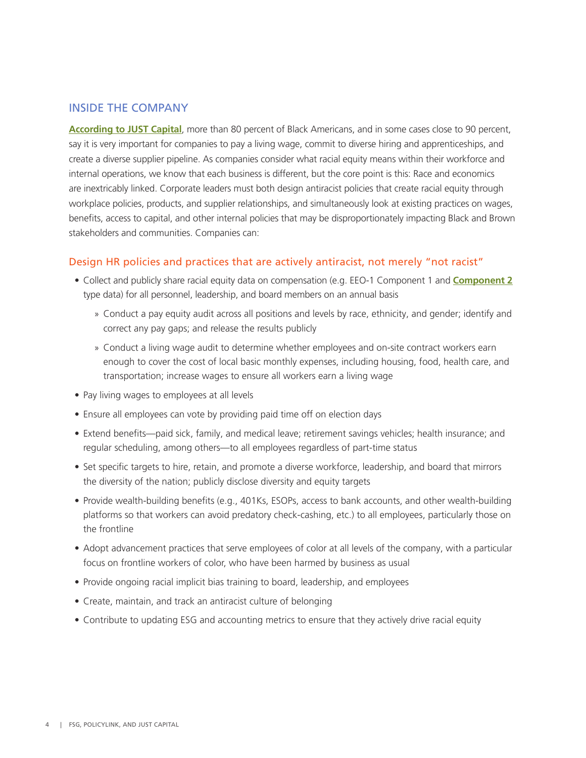## INSIDE THE COMPANY

**According to JUST Capital**, more than 80 percent of Black Americans, and in some cases close to 90 percent, say it is very important for companies to pay a living wage, commit to diverse hiring and apprenticeships, and create a diverse supplier pipeline. As companies consider what racial equity means within their workforce and internal operations, we know that each business is different, but the core point is this: Race and economics are inextricably linked. Corporate leaders must both design antiracist policies that create racial equity through workplace policies, products, and supplier relationships, and simultaneously look at existing practices on wages, benefits, access to capital, and other internal policies that may be disproportionately impacting Black and Brown stakeholders and communities. Companies can:

### Design HR policies and practices that are actively antiracist, not merely "not racist"

- Collect and publicly share racial equity data on compensation (e.g. EEO-1 Component 1 and **Component 2** type data) for all personnel, leadership, and board members on an annual basis
  - Conduct a pay equity audit across all positions and levels by race, ethnicity, and gender; identify and correct any pay gaps; and release the results publicly
  - Conduct a living wage audit to determine whether employees and on-site contract workers earn enough to cover the cost of local basic monthly expenses, including housing, food, health care, and transportation; increase wages to ensure all workers earn a living wage
- Pay living wages to employees at all levels
- Ensure all employees can vote by providing paid time off on election days
- Extend benefits—paid sick, family, and medical leave; retirement savings vehicles; health insurance; and regular scheduling, among others—to all employees regardless of part-time status
- Set specific targets to hire, retain, and promote a diverse workforce, leadership, and board that mirrors the diversity of the nation; publicly disclose diversity and equity targets
- Provide wealth-building benefits (e.g., 401Ks, ESOPs, access to bank accounts, and other wealth-building platforms so that workers can avoid predatory check-cashing, etc.) to all employees, particularly those on the frontline
- Adopt advancement practices that serve employees of color at all levels of the company, with a particular focus on frontline workers of color, who have been harmed by business as usual
- Provide ongoing racial implicit bias training to board, leadership, and employees
- Create, maintain, and track an antiracist culture of belonging
- Contribute to updating ESG and accounting metrics to ensure that they actively drive racial equity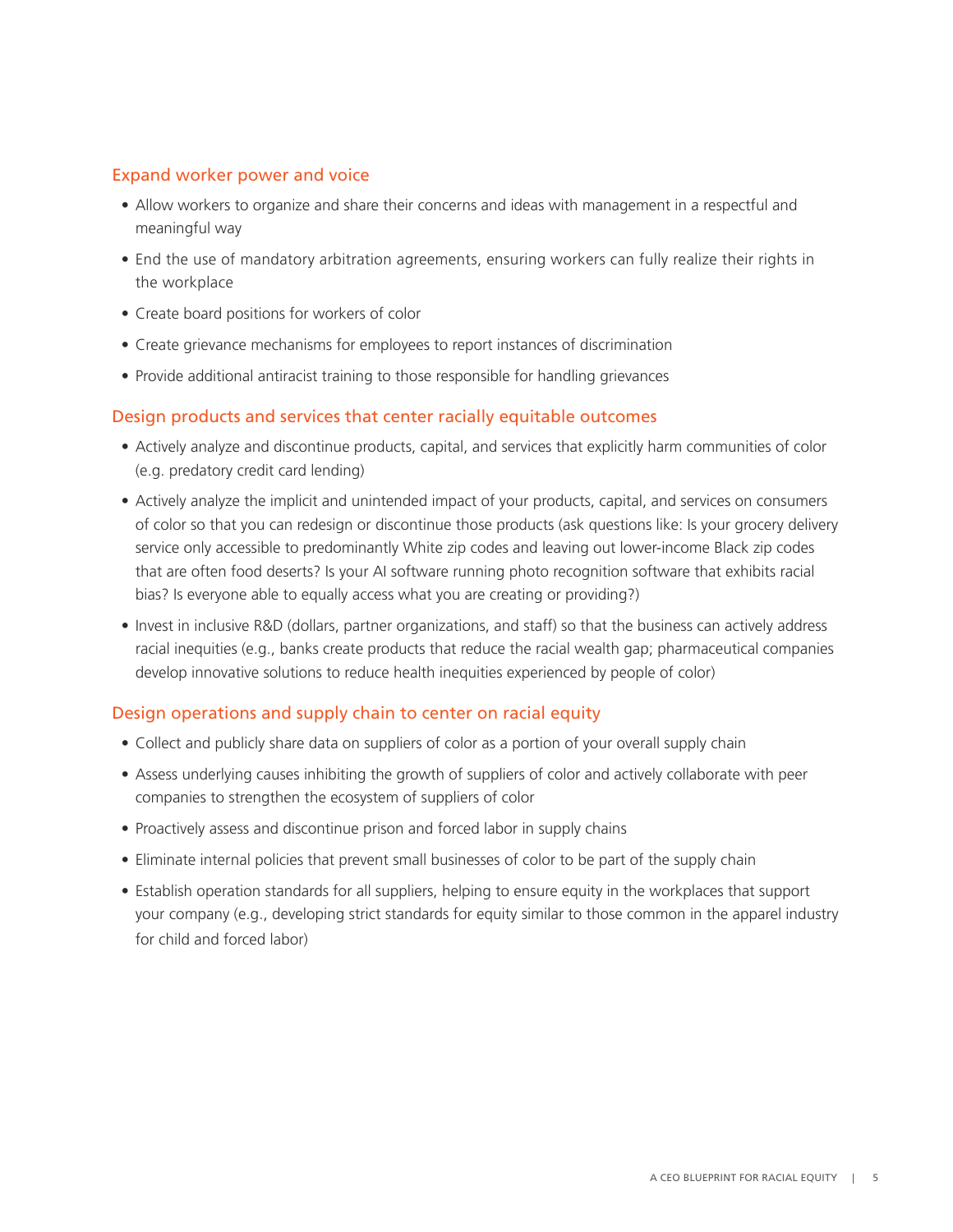### Expand worker power and voice

- Allow workers to organize and share their concerns and ideas with management in a respectful and meaningful way
- End the use of mandatory arbitration agreements, ensuring workers can fully realize their rights in the workplace
- Create board positions for workers of color
- Create grievance mechanisms for employees to report instances of discrimination
- Provide additional antiracist training to those responsible for handling grievances

### Design products and services that center racially equitable outcomes

- Actively analyze and discontinue products, capital, and services that explicitly harm communities of color (e.g. predatory credit card lending)
- Actively analyze the implicit and unintended impact of your products, capital, and services on consumers of color so that you can redesign or discontinue those products (ask questions like: Is your grocery delivery service only accessible to predominantly White zip codes and leaving out lower-income Black zip codes that are often food deserts? Is your AI software running photo recognition software that exhibits racial bias? Is everyone able to equally access what you are creating or providing?)
- Invest in inclusive R&D (dollars, partner organizations, and staff) so that the business can actively address racial inequities (e.g., banks create products that reduce the racial wealth gap; pharmaceutical companies develop innovative solutions to reduce health inequities experienced by people of color)

### Design operations and supply chain to center on racial equity

- Collect and publicly share data on suppliers of color as a portion of your overall supply chain
- Assess underlying causes inhibiting the growth of suppliers of color and actively collaborate with peer companies to strengthen the ecosystem of suppliers of color
- Proactively assess and discontinue prison and forced labor in supply chains
- Eliminate internal policies that prevent small businesses of color to be part of the supply chain
- Establish operation standards for all suppliers, helping to ensure equity in the workplaces that support your company (e.g., developing strict standards for equity similar to those common in the apparel industry for child and forced labor)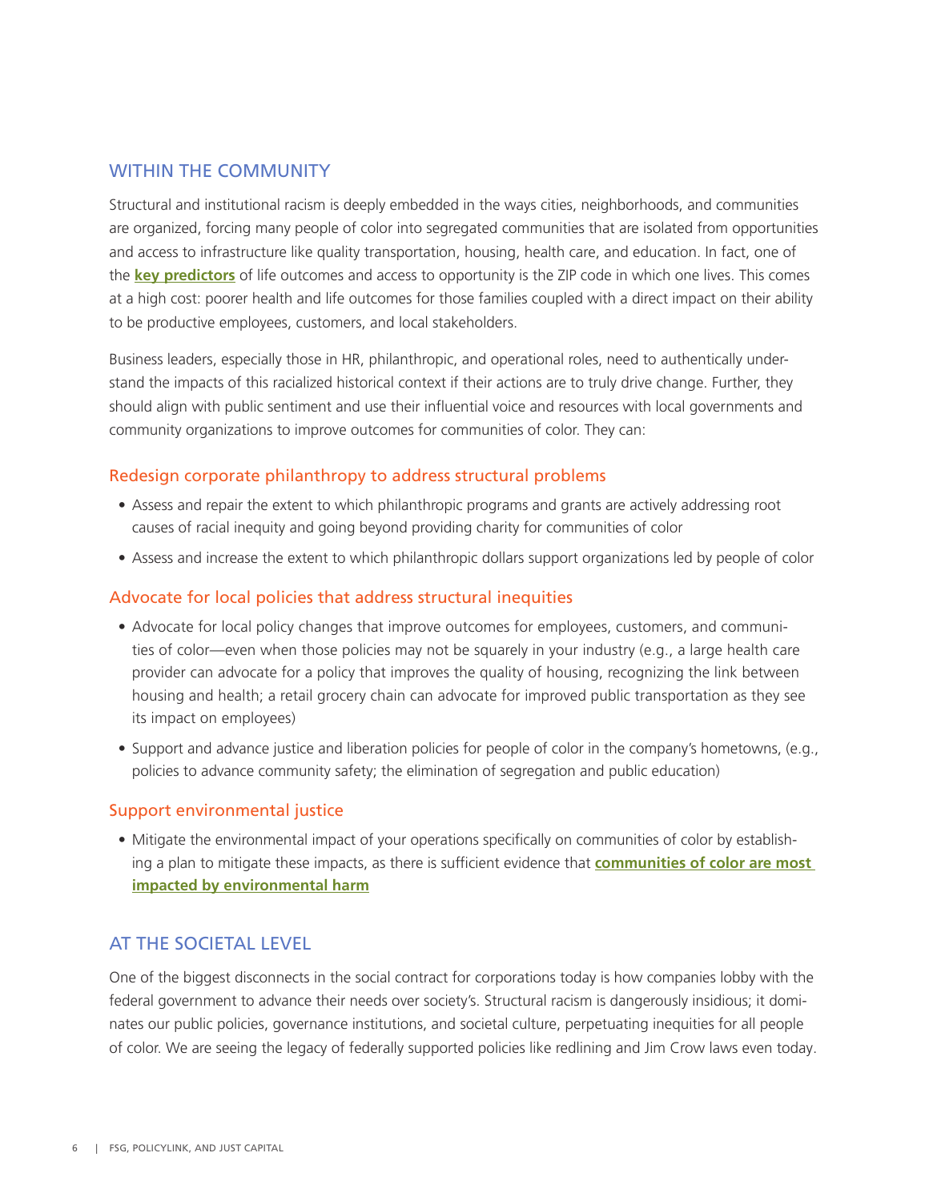## WITHIN THE COMMUNITY

Structural and institutional racism is deeply embedded in the ways cities, neighborhoods, and communities are organized, forcing many people of color into segregated communities that are isolated from opportunities and access to infrastructure like quality transportation, housing, health care, and education. In fact, one of the **key predictors** of life outcomes and access to opportunity is the ZIP code in which one lives. This comes at a high cost: poorer health and life outcomes for those families coupled with a direct impact on their ability to be productive employees, customers, and local stakeholders.

Business leaders, especially those in HR, philanthropic, and operational roles, need to authentically understand the impacts of this racialized historical context if their actions are to truly drive change. Further, they should align with public sentiment and use their influential voice and resources with local governments and community organizations to improve outcomes for communities of color. They can:

### Redesign corporate philanthropy to address structural problems

- Assess and repair the extent to which philanthropic programs and grants are actively addressing root causes of racial inequity and going beyond providing charity for communities of color
- Assess and increase the extent to which philanthropic dollars support organizations led by people of color

### Advocate for local policies that address structural inequities

- Advocate for local policy changes that improve outcomes for employees, customers, and communities of color—even when those policies may not be squarely in your industry (e.g., a large health care provider can advocate for a policy that improves the quality of housing, recognizing the link between housing and health; a retail grocery chain can advocate for improved public transportation as they see its impact on employees)
- Support and advance justice and liberation policies for people of color in the company's hometowns, (e.g., policies to advance community safety; the elimination of segregation and public education)

### Support environmental justice

- Mitigate the environmental impact of your operations specifically on communities of color by establishing a plan to mitigate these impacts, as there is sufficient evidence that **communities of color are most impacted by environmental harm**

## AT THE SOCIETAL LEVEL

One of the biggest disconnects in the social contract for corporations today is how companies lobby with the federal government to advance their needs over society's. Structural racism is dangerously insidious; it dominates our public policies, governance institutions, and societal culture, perpetuating inequities for all people of color. We are seeing the legacy of federally supported policies like redlining and Jim Crow laws even today.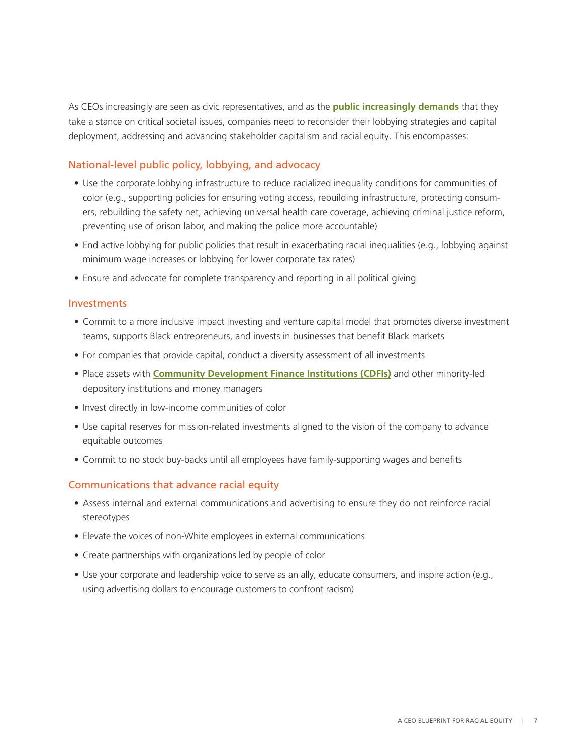As CEOs increasingly are seen as civic representatives, and as the **public increasingly demands** that they take a stance on critical societal issues, companies need to reconsider their lobbying strategies and capital deployment, addressing and advancing stakeholder capitalism and racial equity. This encompasses:

## National-level public policy, lobbying, and advocacy

- Use the corporate lobbying infrastructure to reduce racialized inequality conditions for communities of color (e.g., supporting policies for ensuring voting access, rebuilding infrastructure, protecting consumers, rebuilding the safety net, achieving universal health care coverage, achieving criminal justice reform, preventing use of prison labor, and making the police more accountable)
- End active lobbying for public policies that result in exacerbating racial inequalities (e.g., lobbying against minimum wage increases or lobbying for lower corporate tax rates)
- Ensure and advocate for complete transparency and reporting in all political giving

## Investments

- Commit to a more inclusive impact investing and venture capital model that promotes diverse investment teams, supports Black entrepreneurs, and invests in businesses that benefit Black markets
- For companies that provide capital, conduct a diversity assessment of all investments
- Place assets with **Community Development Finance Institutions (CDFIs)** and other minority-led depository institutions and money managers
- Invest directly in low-income communities of color
- Use capital reserves for mission-related investments aligned to the vision of the company to advance equitable outcomes
- Commit to no stock buy-backs until all employees have family-supporting wages and benefits

## Communications that advance racial equity

- Assess internal and external communications and advertising to ensure they do not reinforce racial stereotypes
- Elevate the voices of non-White employees in external communications
- Create partnerships with organizations led by people of color
- Use your corporate and leadership voice to serve as an ally, educate consumers, and inspire action (e.g., using advertising dollars to encourage customers to confront racism)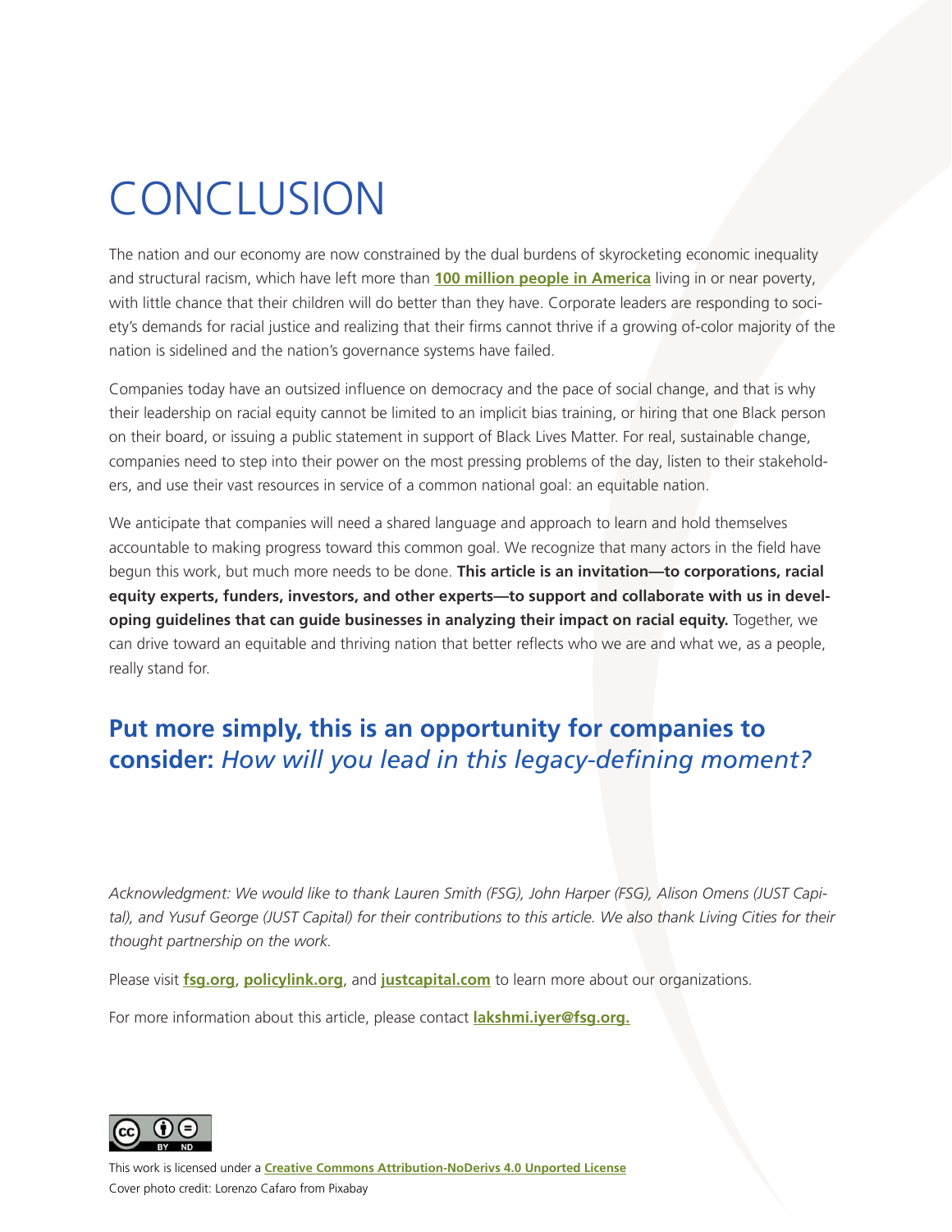# CONCLUSION

The nation and our economy are now constrained by the dual burdens of skyrocketing economic inequality and structural racism, which have left more than **100 million people in America** living in or near poverty, with little chance that their children will do better than they have. Corporate leaders are responding to society's demands for racial justice and realizing that their firms cannot thrive if a growing of-color majority of the nation is sidelined and the nation's governance systems have failed.

Companies today have an outsized influence on democracy and the pace of social change, and that is why their leadership on racial equity cannot be limited to an implicit bias training, or hiring that one Black person on their board, or issuing a public statement in support of Black Lives Matter. For real, sustainable change, companies need to step into their power on the most pressing problems of the day, listen to their stakeholders, and use their vast resources in service of a common national goal: an equitable nation.

We anticipate that companies will need a shared language and approach to learn and hold themselves accountable to making progress toward this common goal. We recognize that many actors in the field have begun this work, but much more needs to be done. **This article is an invitation—to corporations, racial equity experts, funders, investors, and other experts—to support and collaborate with us in developing guidelines that can guide businesses in analyzing their impact on racial equity.** Together, we can drive toward an equitable and thriving nation that better reflects who we are and what we, as a people, really stand for.

## Put more simply, this is an opportunity for companies to consider: *How will you lead in this legacy-defining moment?*

*Acknowledgment: We would like to thank Lauren Smith (FSG), John Harper (FSG), Alison Omens (JUST Capital), and Yusuf George (JUST Capital) for their contributions to this article. We also thank Living Cities for their thought partnership on the work.*

Please visit **fsg.org**, **policylink.org**, and **justcapital.com** to learn more about our organizations.

For more information about this article, please contact **lakshmi.iyer@fsg.org.**

This work is licensed under a **Creative Commons Attribution-NoDerivs 4.0 Unported License**

Cover photo credit: Lorenzo Cafaro from Pixabay